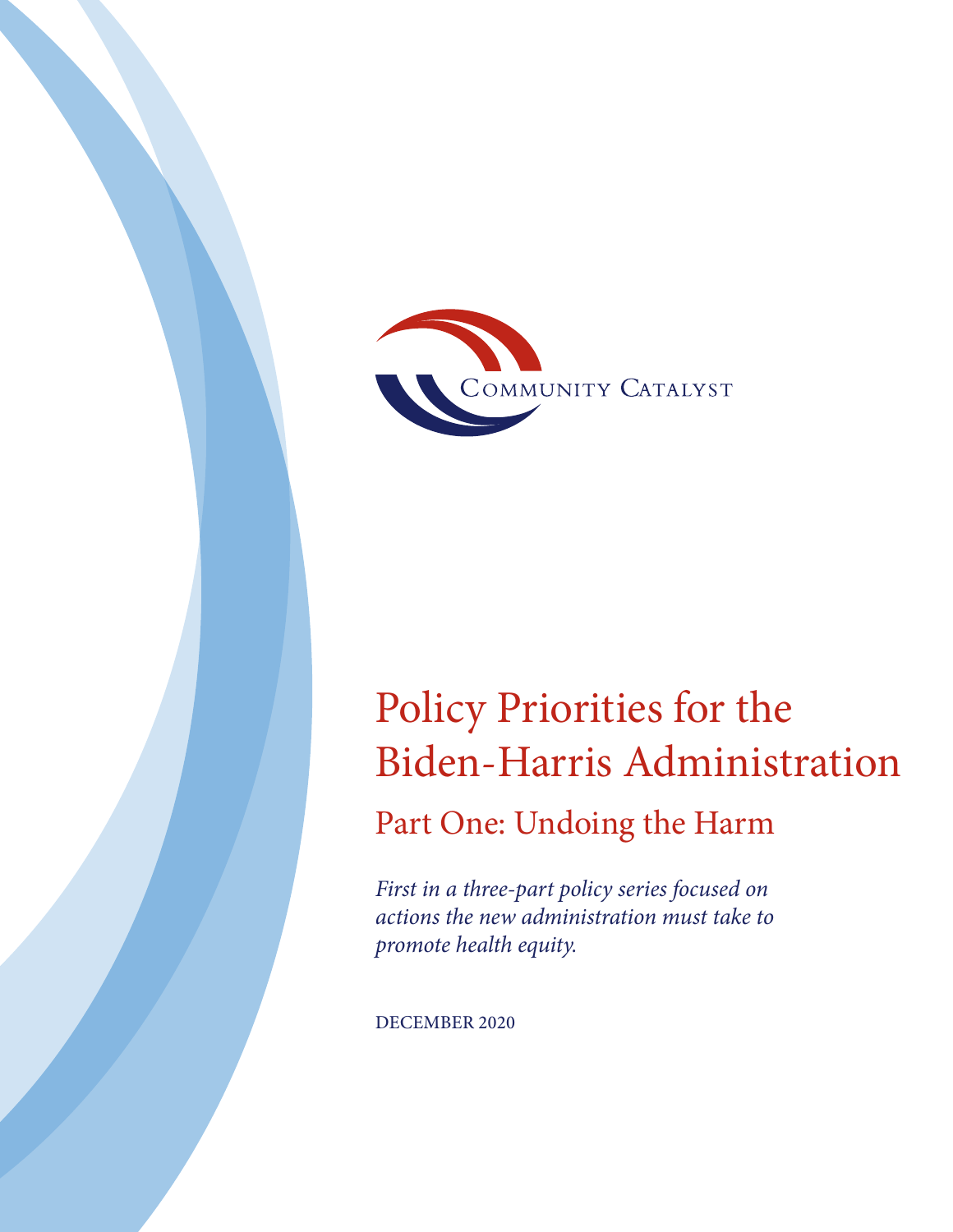COMMUNITY CATALYST

# Policy Priorities for the Biden-Harris Administration

## Part One: Undoing the Harm

*First in a three-part policy series focused on actions the new administration must take to promote health equity.*

DECEMBER 2020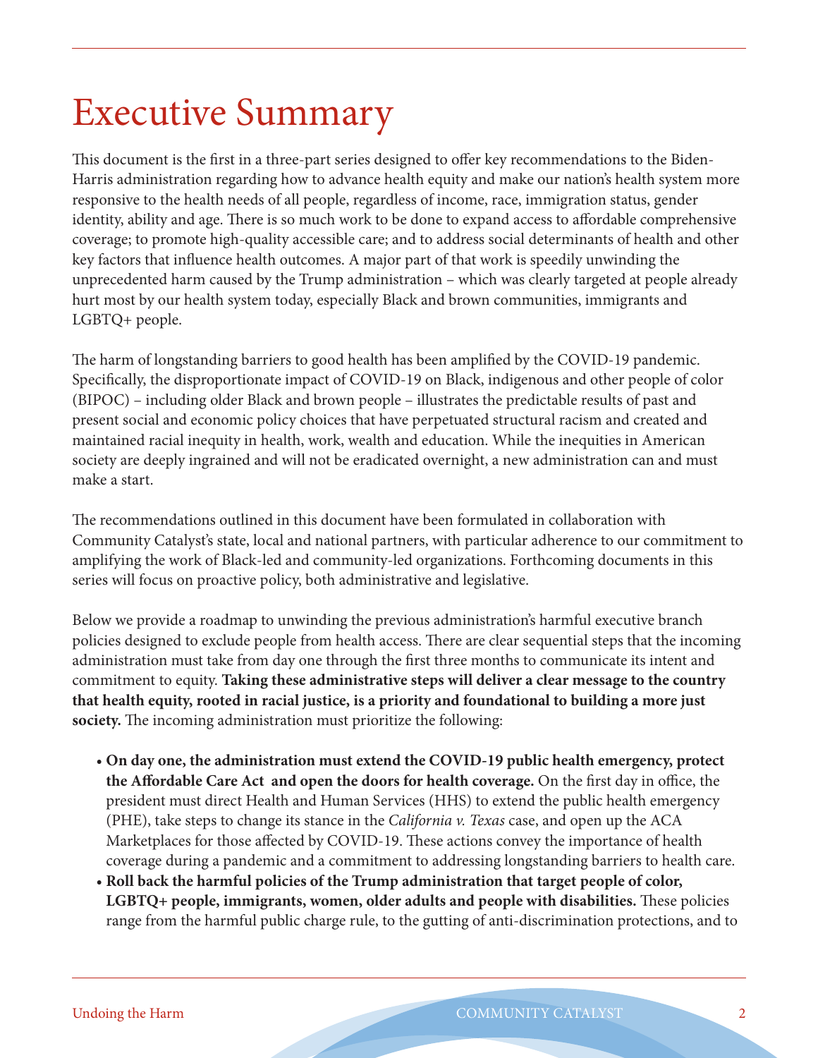# Executive Summary

This document is the first in a three-part series designed to offer key recommendations to the Biden-Harris administration regarding how to advance health equity and make our nation's health system more responsive to the health needs of all people, regardless of income, race, immigration status, gender identity, ability and age. There is so much work to be done to expand access to affordable comprehensive coverage; to promote high-quality accessible care; and to address social determinants of health and other key factors that influence health outcomes. A major part of that work is speedily unwinding the unprecedented harm caused by the Trump administration – which was clearly targeted at people already hurt most by our health system today, especially Black and brown communities, immigrants and LGBTQ+ people.

The harm of longstanding barriers to good health has been amplified by the COVID-19 pandemic. Specifically, the disproportionate impact of COVID-19 on Black, indigenous and other people of color (BIPOC) – including older Black and brown people – illustrates the predictable results of past and present social and economic policy choices that have perpetuated structural racism and created and maintained racial inequity in health, work, wealth and education. While the inequities in American society are deeply ingrained and will not be eradicated overnight, a new administration can and must make a start.

The recommendations outlined in this document have been formulated in collaboration with Community Catalyst's state, local and national partners, with particular adherence to our commitment to amplifying the work of Black-led and community-led organizations. Forthcoming documents in this series will focus on proactive policy, both administrative and legislative.

Below we provide a roadmap to unwinding the previous administration's harmful executive branch policies designed to exclude people from health access. There are clear sequential steps that the incoming administration must take from day one through the first three months to communicate its intent and commitment to equity. **Taking these administrative steps will deliver a clear message to the country that health equity, rooted in racial justice, is a priority and foundational to building a more just society.** The incoming administration must prioritize the following:

- **On day one, the administration must extend the COVID-19 public health emergency, protect the Affordable Care Act and open the doors for health coverage.** On the first day in office, the president must direct Health and Human Services (HHS) to extend the public health emergency (PHE), take steps to change its stance in the *California v. Texas* case, and open up the ACA Marketplaces for those affected by COVID-19. These actions convey the importance of health coverage during a pandemic and a commitment to addressing longstanding barriers to health care.
- **Roll back the harmful policies of the Trump administration that target people of color, LGBTQ+ people, immigrants, women, older adults and people with disabilities.** These policies range from the harmful public charge rule, to the gutting of anti-discrimination protections, and to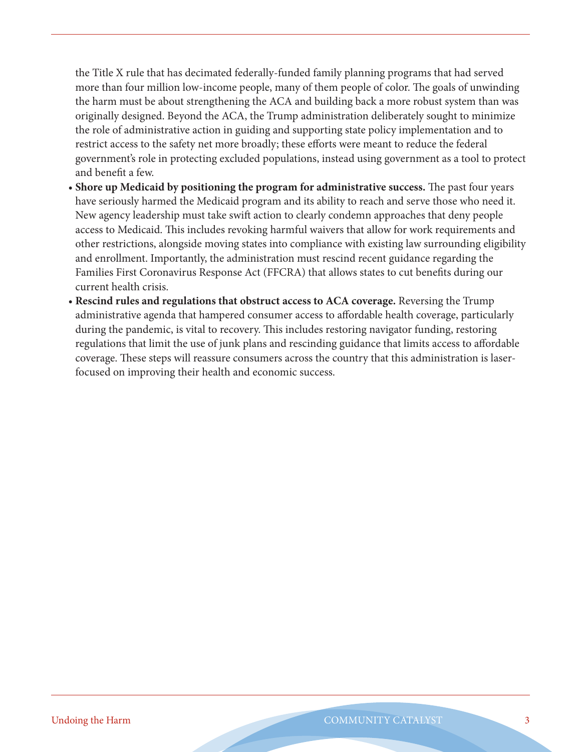the Title X rule that has decimated federally-funded family planning programs that had served more than four million low-income people, many of them people of color. The goals of unwinding the harm must be about strengthening the ACA and building back a more robust system than was originally designed. Beyond the ACA, the Trump administration deliberately sought to minimize the role of administrative action in guiding and supporting state policy implementation and to restrict access to the safety net more broadly; these efforts were meant to reduce the federal government's role in protecting excluded populations, instead using government as a tool to protect and benefit a few.

- **Shore up Medicaid by positioning the program for administrative success.** The past four years have seriously harmed the Medicaid program and its ability to reach and serve those who need it. New agency leadership must take swift action to clearly condemn approaches that deny people access to Medicaid. This includes revoking harmful waivers that allow for work requirements and other restrictions, alongside moving states into compliance with existing law surrounding eligibility and enrollment. Importantly, the administration must rescind recent guidance regarding the Families First Coronavirus Response Act (FFCRA) that allows states to cut benefits during our current health crisis.
- **Rescind rules and regulations that obstruct access to ACA coverage.** Reversing the Trump administrative agenda that hampered consumer access to affordable health coverage, particularly during the pandemic, is vital to recovery. This includes restoring navigator funding, restoring regulations that limit the use of junk plans and rescinding guidance that limits access to affordable coverage. These steps will reassure consumers across the country that this administration is laser-focused on improving their health and economic success.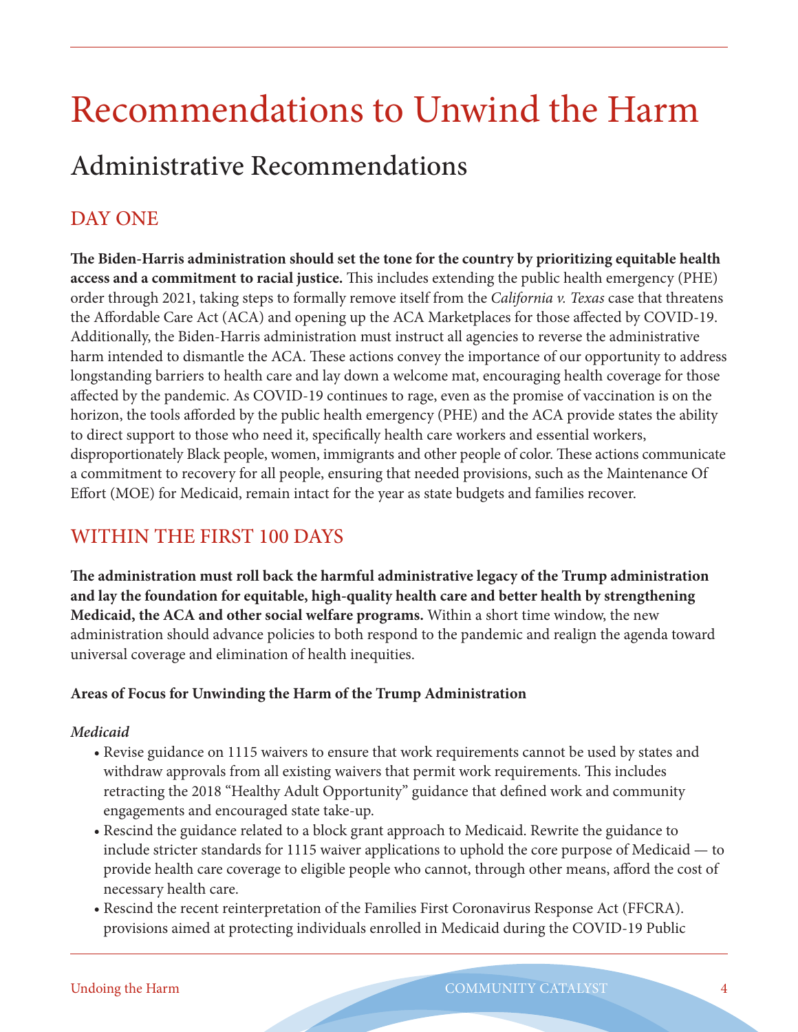# Recommendations to Unwind the Harm

## Administrative Recommendations

### DAY ONE

**The Biden-Harris administration should set the tone for the country by prioritizing equitable health access and a commitment to racial justice.** This includes extending the public health emergency (PHE) order through 2021, taking steps to formally remove itself from the *California v. Texas* case that threatens the Affordable Care Act (ACA) and opening up the ACA Marketplaces for those affected by COVID-19. Additionally, the Biden-Harris administration must instruct all agencies to reverse the administrative harm intended to dismantle the ACA. These actions convey the importance of our opportunity to address longstanding barriers to health care and lay down a welcome mat, encouraging health coverage for those affected by the pandemic. As COVID-19 continues to rage, even as the promise of vaccination is on the horizon, the tools afforded by the public health emergency (PHE) and the ACA provide states the ability to direct support to those who need it, specifically health care workers and essential workers, disproportionately Black people, women, immigrants and other people of color. These actions communicate a commitment to recovery for all people, ensuring that needed provisions, such as the Maintenance Of Effort (MOE) for Medicaid, remain intact for the year as state budgets and families recover.

### WITHIN THE FIRST 100 DAYS

**The administration must roll back the harmful administrative legacy of the Trump administration and lay the foundation for equitable, high-quality health care and better health by strengthening Medicaid, the ACA and other social welfare programs.** Within a short time window, the new administration should advance policies to both respond to the pandemic and realign the agenda toward universal coverage and elimination of health inequities.

**Areas of Focus for Unwinding the Harm of the Trump Administration**

***Medicaid***

- Revise guidance on 1115 waivers to ensure that work requirements cannot be used by states and withdraw approvals from all existing waivers that permit work requirements. This includes retracting the 2018 "Healthy Adult Opportunity" guidance that defined work and community engagements and encouraged state take-up.
- Rescind the guidance related to a block grant approach to Medicaid. Rewrite the guidance to include stricter standards for 1115 waiver applications to uphold the core purpose of Medicaid — to provide health care coverage to eligible people who cannot, through other means, afford the cost of necessary health care.
- Rescind the recent reinterpretation of the Families First Coronavirus Response Act (FFCRA). provisions aimed at protecting individuals enrolled in Medicaid during the COVID-19 Public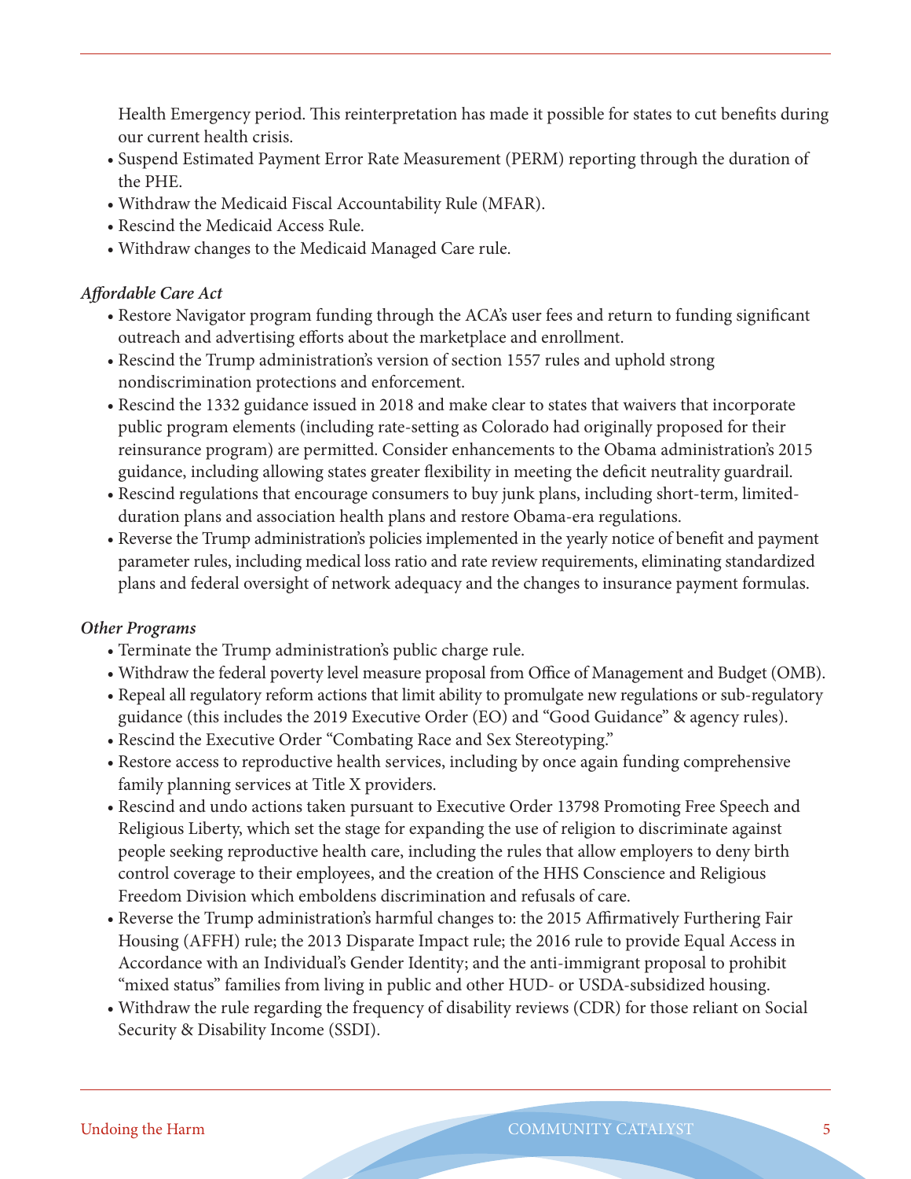Health Emergency period. This reinterpretation has made it possible for states to cut benefits during our current health crisis.
- Suspend Estimated Payment Error Rate Measurement (PERM) reporting through the duration of the PHE.
- Withdraw the Medicaid Fiscal Accountability Rule (MFAR).
- Rescind the Medicaid Access Rule.
- Withdraw changes to the Medicaid Managed Care rule.

***Affordable Care Act***

- Restore Navigator program funding through the ACA's user fees and return to funding significant outreach and advertising efforts about the marketplace and enrollment.
- Rescind the Trump administration's version of section 1557 rules and uphold strong nondiscrimination protections and enforcement.
- Rescind the 1332 guidance issued in 2018 and make clear to states that waivers that incorporate public program elements (including rate-setting as Colorado had originally proposed for their reinsurance program) are permitted. Consider enhancements to the Obama administration's 2015 guidance, including allowing states greater flexibility in meeting the deficit neutrality guardrail.
- Rescind regulations that encourage consumers to buy junk plans, including short-term, limited-duration plans and association health plans and restore Obama-era regulations.
- Reverse the Trump administration's policies implemented in the yearly notice of benefit and payment parameter rules, including medical loss ratio and rate review requirements, eliminating standardized plans and federal oversight of network adequacy and the changes to insurance payment formulas.

***Other Programs***

- Terminate the Trump administration's public charge rule.
- Withdraw the federal poverty level measure proposal from Office of Management and Budget (OMB).
- Repeal all regulatory reform actions that limit ability to promulgate new regulations or sub-regulatory guidance (this includes the 2019 Executive Order (EO) and "Good Guidance" & agency rules).
- Rescind the Executive Order "Combating Race and Sex Stereotyping."
- Restore access to reproductive health services, including by once again funding comprehensive family planning services at Title X providers.
- Rescind and undo actions taken pursuant to Executive Order 13798 Promoting Free Speech and Religious Liberty, which set the stage for expanding the use of religion to discriminate against people seeking reproductive health care, including the rules that allow employers to deny birth control coverage to their employees, and the creation of the HHS Conscience and Religious Freedom Division which emboldens discrimination and refusals of care.
- Reverse the Trump administration's harmful changes to: the 2015 Affirmatively Furthering Fair Housing (AFFH) rule; the 2013 Disparate Impact rule; the 2016 rule to provide Equal Access in Accordance with an Individual's Gender Identity; and the anti-immigrant proposal to prohibit "mixed status" families from living in public and other HUD- or USDA-subsidized housing.
- Withdraw the rule regarding the frequency of disability reviews (CDR) for those reliant on Social Security & Disability Income (SSDI).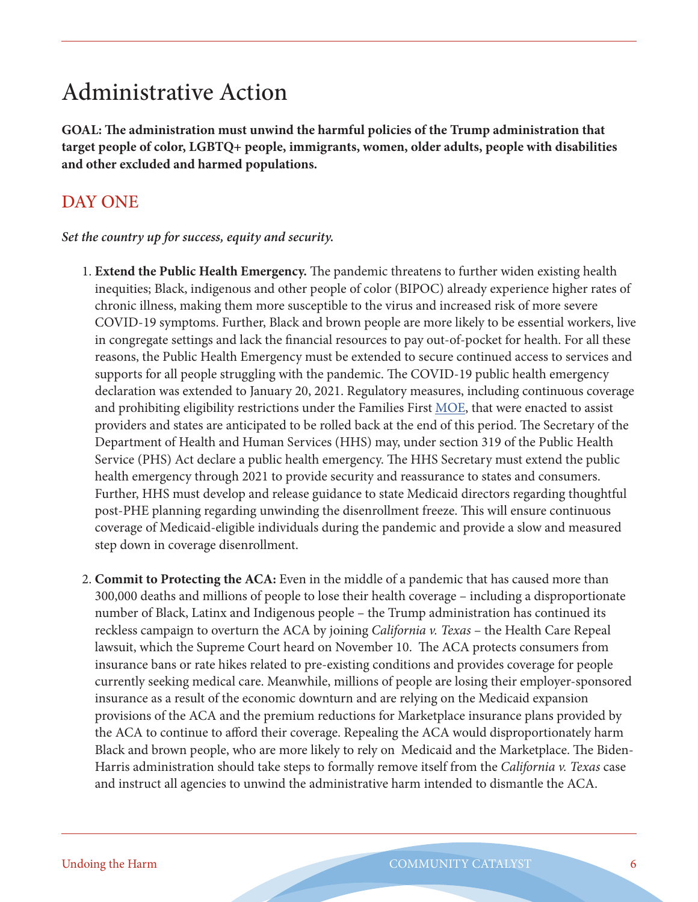# Administrative Action

**GOAL: The administration must unwind the harmful policies of the Trump administration that target people of color, LGBTQ+ people, immigrants, women, older adults, people with disabilities and other excluded and harmed populations.**

## DAY ONE

***Set the country up for success, equity and security.***

1. **Extend the Public Health Emergency.** The pandemic threatens to further widen existing health inequities; Black, indigenous and other people of color (BIPOC) already experience higher rates of chronic illness, making them more susceptible to the virus and increased risk of more severe COVID-19 symptoms. Further, Black and brown people are more likely to be essential workers, live in congregate settings and lack the financial resources to pay out-of-pocket for health. For all these reasons, the Public Health Emergency must be extended to secure continued access to services and supports for all people struggling with the pandemic. The COVID-19 public health emergency declaration was extended to January 20, 2021. Regulatory measures, including continuous coverage and prohibiting eligibility restrictions under the Families First MOE, that were enacted to assist providers and states are anticipated to be rolled back at the end of this period. The Secretary of the Department of Health and Human Services (HHS) may, under section 319 of the Public Health Service (PHS) Act declare a public health emergency. The HHS Secretary must extend the public health emergency through 2021 to provide security and reassurance to states and consumers. Further, HHS must develop and release guidance to state Medicaid directors regarding thoughtful post-PHE planning regarding unwinding the disenrollment freeze. This will ensure continuous coverage of Medicaid-eligible individuals during the pandemic and provide a slow and measured step down in coverage disenrollment.

2. **Commit to Protecting the ACA:** Even in the middle of a pandemic that has caused more than 300,000 deaths and millions of people to lose their health coverage – including a disproportionate number of Black, Latinx and Indigenous people – the Trump administration has continued its reckless campaign to overturn the ACA by joining *California v. Texas* – the Health Care Repeal lawsuit, which the Supreme Court heard on November 10. The ACA protects consumers from insurance bans or rate hikes related to pre-existing conditions and provides coverage for people currently seeking medical care. Meanwhile, millions of people are losing their employer-sponsored insurance as a result of the economic downturn and are relying on the Medicaid expansion provisions of the ACA and the premium reductions for Marketplace insurance plans provided by the ACA to continue to afford their coverage. Repealing the ACA would disproportionately harm Black and brown people, who are more likely to rely on Medicaid and the Marketplace. The Biden-Harris administration should take steps to formally remove itself from the *California v. Texas* case and instruct all agencies to unwind the administrative harm intended to dismantle the ACA.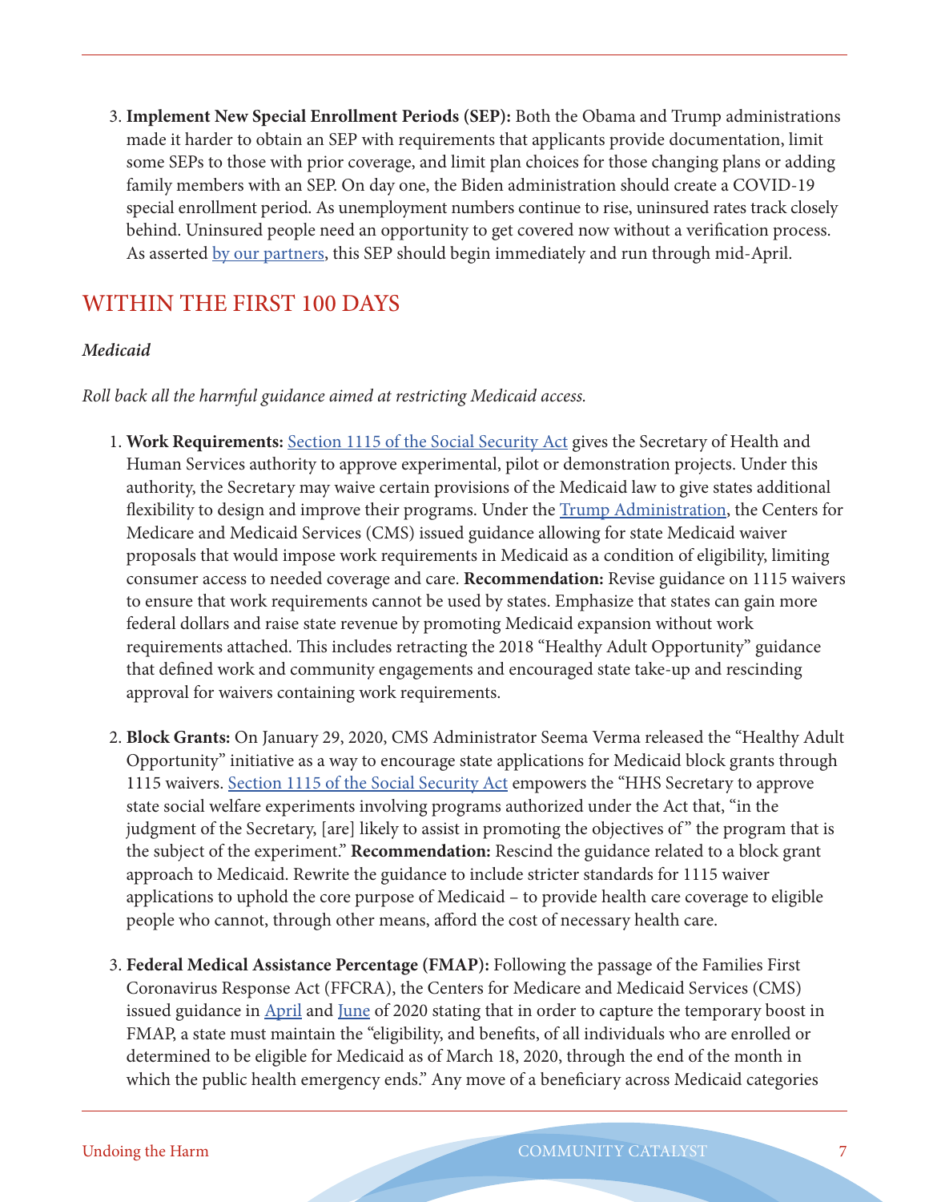3. **Implement New Special Enrollment Periods (SEP):** Both the Obama and Trump administrations made it harder to obtain an SEP with requirements that applicants provide documentation, limit some SEPs to those with prior coverage, and limit plan choices for those changing plans or adding family members with an SEP. On day one, the Biden administration should create a COVID-19 special enrollment period. As unemployment numbers continue to rise, uninsured rates track closely behind. Uninsured people need an opportunity to get covered now without a verification process. As asserted by our partners, this SEP should begin immediately and run through mid-April.

## WITHIN THE FIRST 100 DAYS

***Medicaid***

*Roll back all the harmful guidance aimed at restricting Medicaid access.*

1. **Work Requirements:** Section 1115 of the Social Security Act gives the Secretary of Health and Human Services authority to approve experimental, pilot or demonstration projects. Under this authority, the Secretary may waive certain provisions of the Medicaid law to give states additional flexibility to design and improve their programs. Under the Trump Administration, the Centers for Medicare and Medicaid Services (CMS) issued guidance allowing for state Medicaid waiver proposals that would impose work requirements in Medicaid as a condition of eligibility, limiting consumer access to needed coverage and care. **Recommendation:** Revise guidance on 1115 waivers to ensure that work requirements cannot be used by states. Emphasize that states can gain more federal dollars and raise state revenue by promoting Medicaid expansion without work requirements attached. This includes retracting the 2018 "Healthy Adult Opportunity" guidance that defined work and community engagements and encouraged state take-up and rescinding approval for waivers containing work requirements.

2. **Block Grants:** On January 29, 2020, CMS Administrator Seema Verma released the "Healthy Adult Opportunity" initiative as a way to encourage state applications for Medicaid block grants through 1115 waivers. Section 1115 of the Social Security Act empowers the "HHS Secretary to approve state social welfare experiments involving programs authorized under the Act that, "in the judgment of the Secretary, [are] likely to assist in promoting the objectives of" the program that is the subject of the experiment." **Recommendation:** Rescind the guidance related to a block grant approach to Medicaid. Rewrite the guidance to include stricter standards for 1115 waiver applications to uphold the core purpose of Medicaid – to provide health care coverage to eligible people who cannot, through other means, afford the cost of necessary health care.

3. **Federal Medical Assistance Percentage (FMAP):** Following the passage of the Families First Coronavirus Response Act (FFCRA), the Centers for Medicare and Medicaid Services (CMS) issued guidance in April and June of 2020 stating that in order to capture the temporary boost in FMAP, a state must maintain the "eligibility, and benefits, of all individuals who are enrolled or determined to be eligible for Medicaid as of March 18, 2020, through the end of the month in which the public health emergency ends." Any move of a beneficiary across Medicaid categories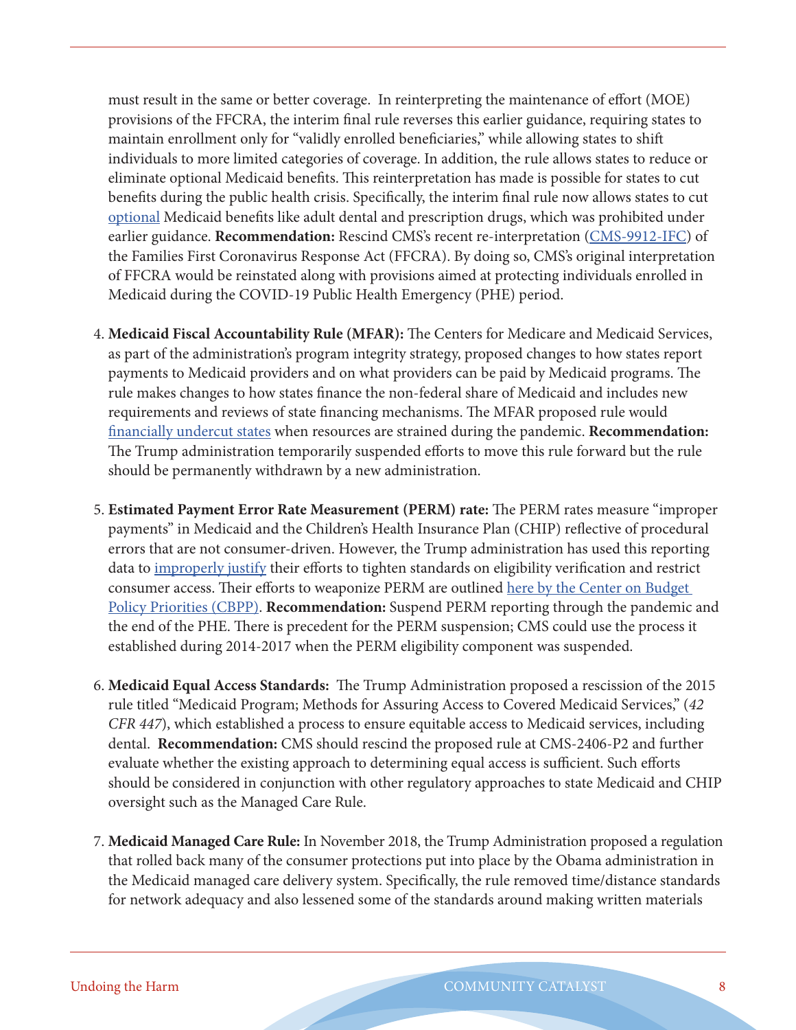must result in the same or better coverage. In reinterpreting the maintenance of effort (MOE) provisions of the FFCRA, the interim final rule reverses this earlier guidance, requiring states to maintain enrollment only for "validly enrolled beneficiaries," while allowing states to shift individuals to more limited categories of coverage. In addition, the rule allows states to reduce or eliminate optional Medicaid benefits. This reinterpretation has made is possible for states to cut benefits during the public health crisis. Specifically, the interim final rule now allows states to cut optional Medicaid benefits like adult dental and prescription drugs, which was prohibited under earlier guidance. **Recommendation:** Rescind CMS's recent re-interpretation (CMS-9912-IFC) of the Families First Coronavirus Response Act (FFCRA). By doing so, CMS's original interpretation of FFCRA would be reinstated along with provisions aimed at protecting individuals enrolled in Medicaid during the COVID-19 Public Health Emergency (PHE) period.

4. **Medicaid Fiscal Accountability Rule (MFAR):** The Centers for Medicare and Medicaid Services, as part of the administration's program integrity strategy, proposed changes to how states report payments to Medicaid providers and on what providers can be paid by Medicaid programs. The rule makes changes to how states finance the non-federal share of Medicaid and includes new requirements and reviews of state financing mechanisms. The MFAR proposed rule would financially undercut states when resources are strained during the pandemic. **Recommendation:** The Trump administration temporarily suspended efforts to move this rule forward but the rule should be permanently withdrawn by a new administration.

5. **Estimated Payment Error Rate Measurement (PERM) rate:** The PERM rates measure "improper payments" in Medicaid and the Children's Health Insurance Plan (CHIP) reflective of procedural errors that are not consumer-driven. However, the Trump administration has used this reporting data to improperly justify their efforts to tighten standards on eligibility verification and restrict consumer access. Their efforts to weaponize PERM are outlined here by the Center on Budget Policy Priorities (CBPP). **Recommendation:** Suspend PERM reporting through the pandemic and the end of the PHE. There is precedent for the PERM suspension; CMS could use the process it established during 2014-2017 when the PERM eligibility component was suspended.

6. **Medicaid Equal Access Standards:** The Trump Administration proposed a rescission of the 2015 rule titled "Medicaid Program; Methods for Assuring Access to Covered Medicaid Services," (*42 CFR 447*), which established a process to ensure equitable access to Medicaid services, including dental. **Recommendation:** CMS should rescind the proposed rule at CMS-2406-P2 and further evaluate whether the existing approach to determining equal access is sufficient. Such efforts should be considered in conjunction with other regulatory approaches to state Medicaid and CHIP oversight such as the Managed Care Rule.

7. **Medicaid Managed Care Rule:** In November 2018, the Trump Administration proposed a regulation that rolled back many of the consumer protections put into place by the Obama administration in the Medicaid managed care delivery system. Specifically, the rule removed time/distance standards for network adequacy and also lessened some of the standards around making written materials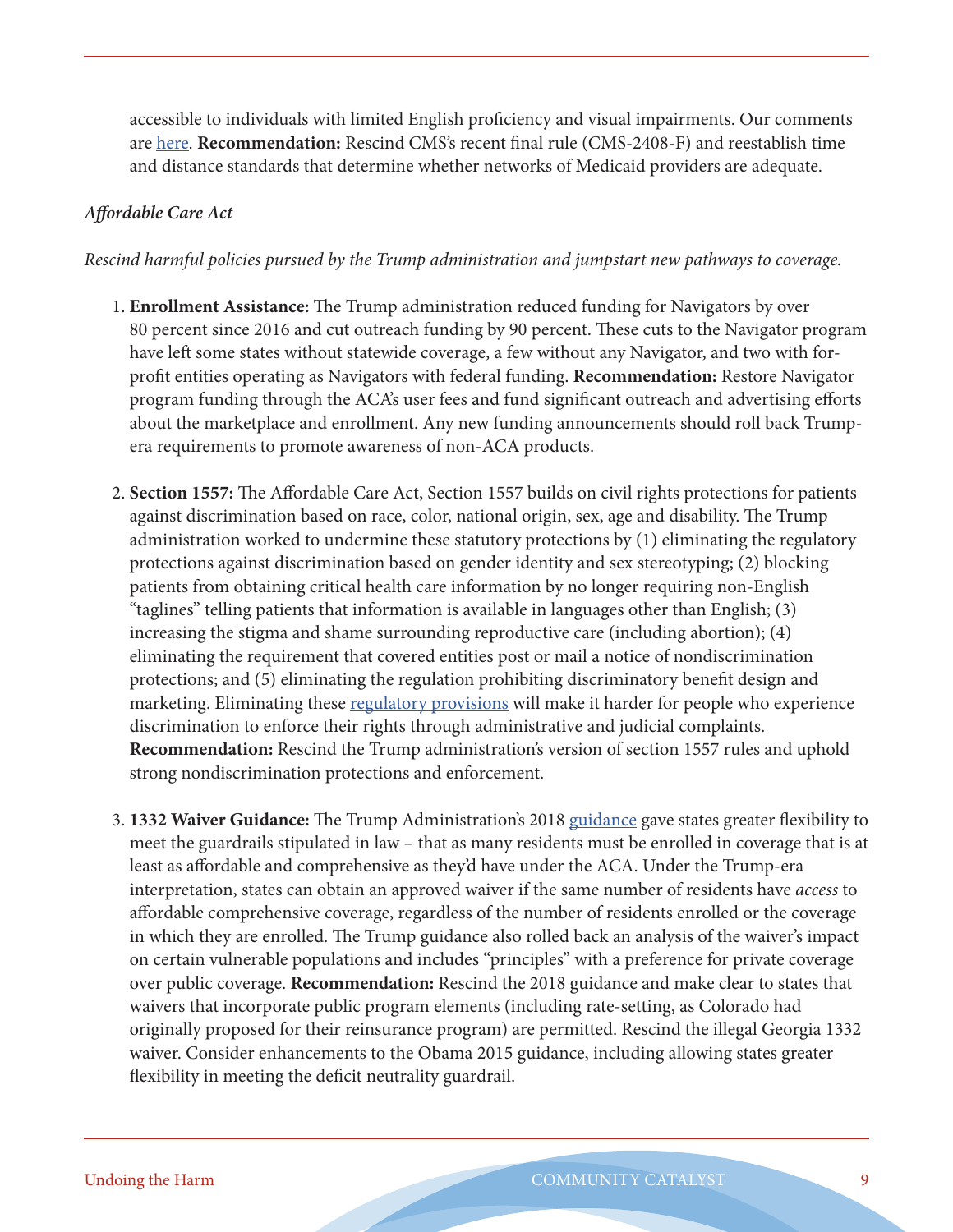accessible to individuals with limited English proficiency and visual impairments. Our comments are here. **Recommendation:** Rescind CMS's recent final rule (CMS-2408-F) and reestablish time and distance standards that determine whether networks of Medicaid providers are adequate.

*Affordable Care Act*

*Rescind harmful policies pursued by the Trump administration and jumpstart new pathways to coverage.*

1. **Enrollment Assistance:** The Trump administration reduced funding for Navigators by over 80 percent since 2016 and cut outreach funding by 90 percent. These cuts to the Navigator program have left some states without statewide coverage, a few without any Navigator, and two with for-profit entities operating as Navigators with federal funding. **Recommendation:** Restore Navigator program funding through the ACA's user fees and fund significant outreach and advertising efforts about the marketplace and enrollment. Any new funding announcements should roll back Trump-era requirements to promote awareness of non-ACA products.

2. **Section 1557:** The Affordable Care Act, Section 1557 builds on civil rights protections for patients against discrimination based on race, color, national origin, sex, age and disability. The Trump administration worked to undermine these statutory protections by (1) eliminating the regulatory protections against discrimination based on gender identity and sex stereotyping; (2) blocking patients from obtaining critical health care information by no longer requiring non-English "taglines" telling patients that information is available in languages other than English; (3) increasing the stigma and shame surrounding reproductive care (including abortion); (4) eliminating the requirement that covered entities post or mail a notice of nondiscrimination protections; and (5) eliminating the regulation prohibiting discriminatory benefit design and marketing. Eliminating these regulatory provisions will make it harder for people who experience discrimination to enforce their rights through administrative and judicial complaints. **Recommendation:** Rescind the Trump administration's version of section 1557 rules and uphold strong nondiscrimination protections and enforcement.

3. **1332 Waiver Guidance:** The Trump Administration's 2018 guidance gave states greater flexibility to meet the guardrails stipulated in law – that as many residents must be enrolled in coverage that is at least as affordable and comprehensive as they'd have under the ACA. Under the Trump-era interpretation, states can obtain an approved waiver if the same number of residents have *access* to affordable comprehensive coverage, regardless of the number of residents enrolled or the coverage in which they are enrolled. The Trump guidance also rolled back an analysis of the waiver's impact on certain vulnerable populations and includes "principles" with a preference for private coverage over public coverage. **Recommendation:** Rescind the 2018 guidance and make clear to states that waivers that incorporate public program elements (including rate-setting, as Colorado had originally proposed for their reinsurance program) are permitted. Rescind the illegal Georgia 1332 waiver. Consider enhancements to the Obama 2015 guidance, including allowing states greater flexibility in meeting the deficit neutrality guardrail.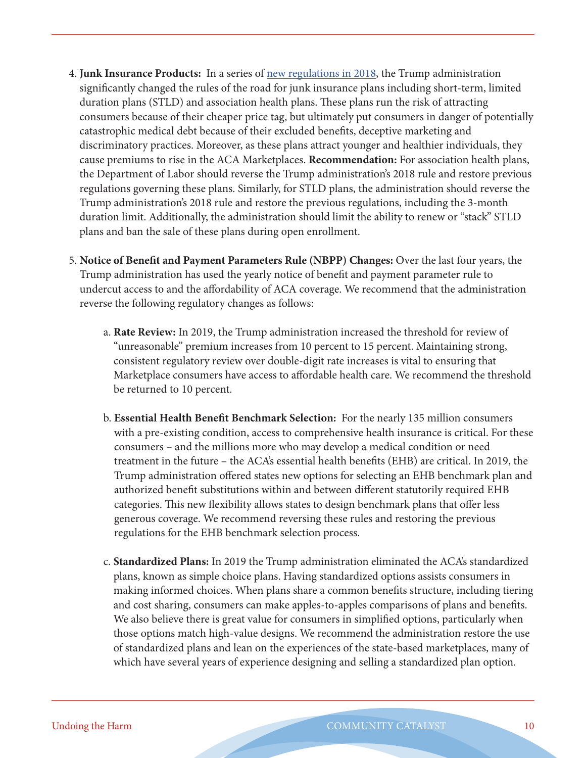4. **Junk Insurance Products:** In a series of [new regulations in 2018](), the Trump administration significantly changed the rules of the road for junk insurance plans including short-term, limited duration plans (STLD) and association health plans. These plans run the risk of attracting consumers because of their cheaper price tag, but ultimately put consumers in danger of potentially catastrophic medical debt because of their excluded benefits, deceptive marketing and discriminatory practices. Moreover, as these plans attract younger and healthier individuals, they cause premiums to rise in the ACA Marketplaces. **Recommendation:** For association health plans, the Department of Labor should reverse the Trump administration's 2018 rule and restore previous regulations governing these plans. Similarly, for STLD plans, the administration should reverse the Trump administration's 2018 rule and restore the previous regulations, including the 3-month duration limit. Additionally, the administration should limit the ability to renew or "stack" STLD plans and ban the sale of these plans during open enrollment.

5. **Notice of Benefit and Payment Parameters Rule (NBPP) Changes:** Over the last four years, the Trump administration has used the yearly notice of benefit and payment parameter rule to undercut access to and the affordability of ACA coverage. We recommend that the administration reverse the following regulatory changes as follows:

   a. **Rate Review:** In 2019, the Trump administration increased the threshold for review of "unreasonable" premium increases from 10 percent to 15 percent. Maintaining strong, consistent regulatory review over double-digit rate increases is vital to ensuring that Marketplace consumers have access to affordable health care. We recommend the threshold be returned to 10 percent.

   b. **Essential Health Benefit Benchmark Selection:** For the nearly 135 million consumers with a pre-existing condition, access to comprehensive health insurance is critical. For these consumers – and the millions more who may develop a medical condition or need treatment in the future – the ACA's essential health benefits (EHB) are critical. In 2019, the Trump administration offered states new options for selecting an EHB benchmark plan and authorized benefit substitutions within and between different statutorily required EHB categories. This new flexibility allows states to design benchmark plans that offer less generous coverage. We recommend reversing these rules and restoring the previous regulations for the EHB benchmark selection process.

   c. **Standardized Plans:** In 2019 the Trump administration eliminated the ACA's standardized plans, known as simple choice plans. Having standardized options assists consumers in making informed choices. When plans share a common benefits structure, including tiering and cost sharing, consumers can make apples-to-apples comparisons of plans and benefits. We also believe there is great value for consumers in simplified options, particularly when those options match high-value designs. We recommend the administration restore the use of standardized plans and lean on the experiences of the state-based marketplaces, many of which have several years of experience designing and selling a standardized plan option.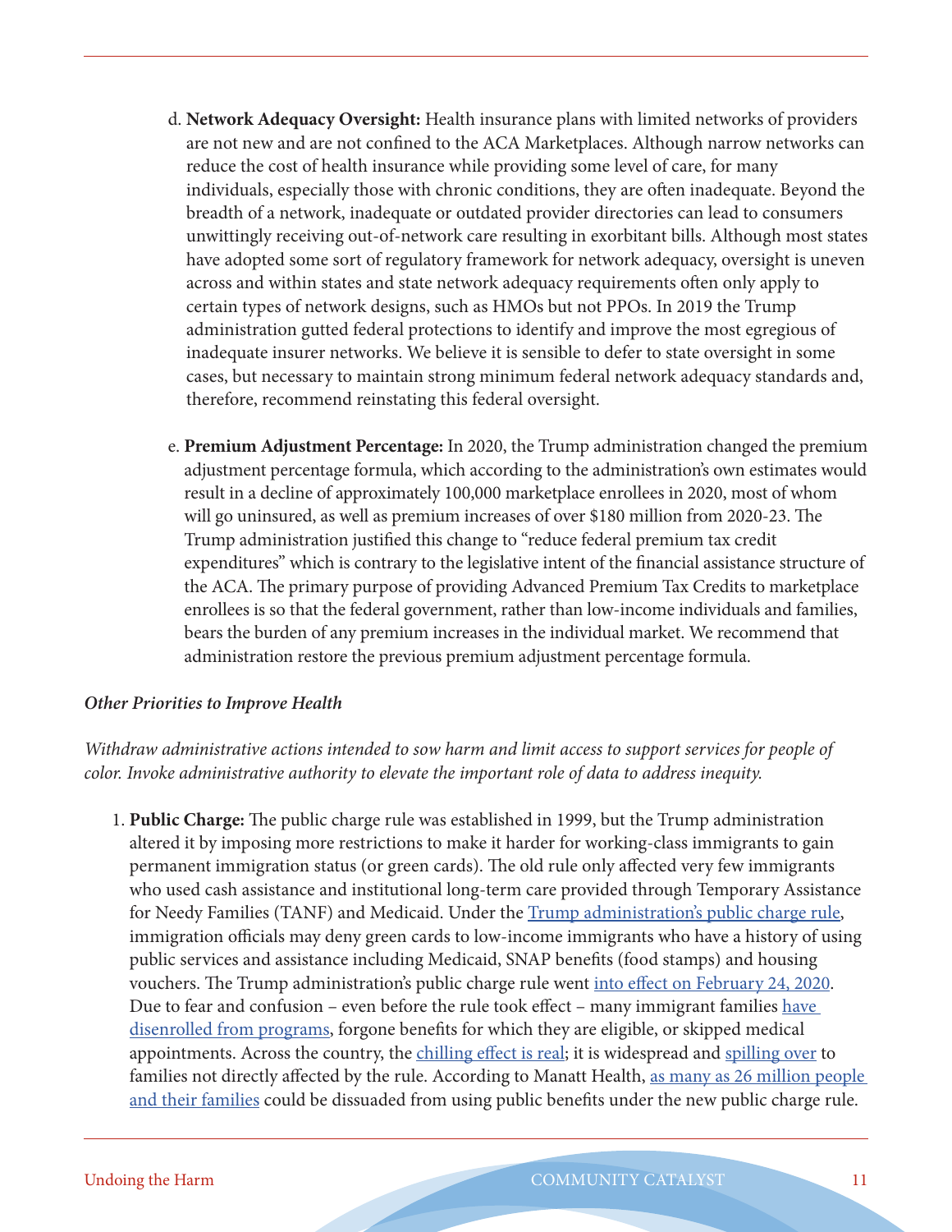d. **Network Adequacy Oversight:** Health insurance plans with limited networks of providers are not new and are not confined to the ACA Marketplaces. Although narrow networks can reduce the cost of health insurance while providing some level of care, for many individuals, especially those with chronic conditions, they are often inadequate. Beyond the breadth of a network, inadequate or outdated provider directories can lead to consumers unwittingly receiving out-of-network care resulting in exorbitant bills. Although most states have adopted some sort of regulatory framework for network adequacy, oversight is uneven across and within states and state network adequacy requirements often only apply to certain types of network designs, such as HMOs but not PPOs. In 2019 the Trump administration gutted federal protections to identify and improve the most egregious of inadequate insurer networks. We believe it is sensible to defer to state oversight in some cases, but necessary to maintain strong minimum federal network adequacy standards and, therefore, recommend reinstating this federal oversight.

e. **Premium Adjustment Percentage:** In 2020, the Trump administration changed the premium adjustment percentage formula, which according to the administration's own estimates would result in a decline of approximately 100,000 marketplace enrollees in 2020, most of whom will go uninsured, as well as premium increases of over $180 million from 2020-23. The Trump administration justified this change to "reduce federal premium tax credit expenditures" which is contrary to the legislative intent of the financial assistance structure of the ACA. The primary purpose of providing Advanced Premium Tax Credits to marketplace enrollees is so that the federal government, rather than low-income individuals and families, bears the burden of any premium increases in the individual market. We recommend that administration restore the previous premium adjustment percentage formula.

***Other Priorities to Improve Health***

*Withdraw administrative actions intended to sow harm and limit access to support services for people of color. Invoke administrative authority to elevate the important role of data to address inequity.*

1. **Public Charge:** The public charge rule was established in 1999, but the Trump administration altered it by imposing more restrictions to make it harder for working-class immigrants to gain permanent immigration status (or green cards). The old rule only affected very few immigrants who used cash assistance and institutional long-term care provided through Temporary Assistance for Needy Families (TANF) and Medicaid. Under the Trump administration's public charge rule, immigration officials may deny green cards to low-income immigrants who have a history of using public services and assistance including Medicaid, SNAP benefits (food stamps) and housing vouchers. The Trump administration's public charge rule went into effect on February 24, 2020. Due to fear and confusion – even before the rule took effect – many immigrant families have disenrolled from programs, forgone benefits for which they are eligible, or skipped medical appointments. Across the country, the chilling effect is real; it is widespread and spilling over to families not directly affected by the rule. According to Manatt Health, as many as 26 million people and their families could be dissuaded from using public benefits under the new public charge rule.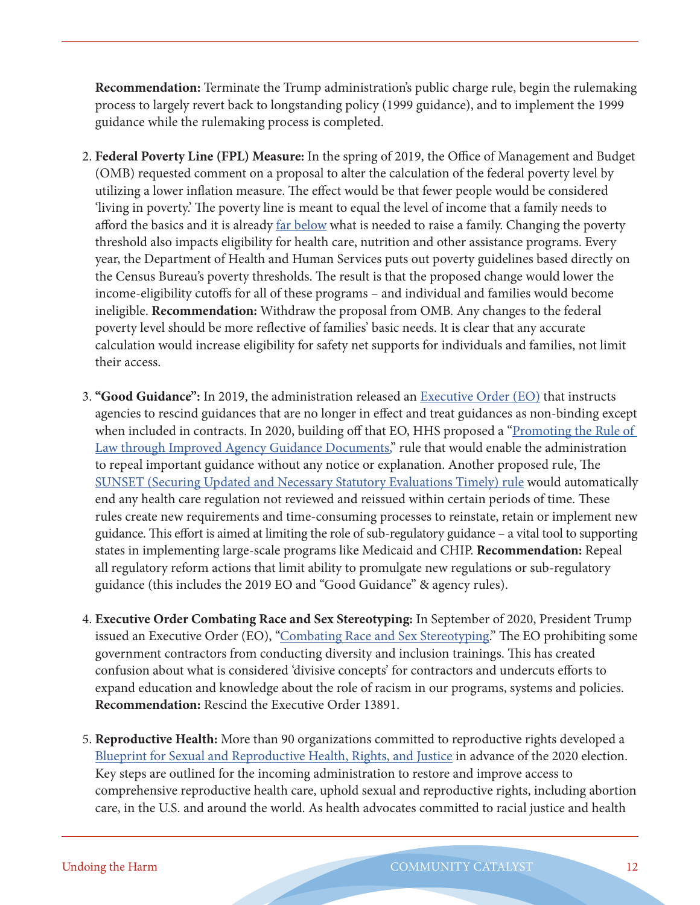**Recommendation:** Terminate the Trump administration's public charge rule, begin the rulemaking process to largely revert back to longstanding policy (1999 guidance), and to implement the 1999 guidance while the rulemaking process is completed.

2. **Federal Poverty Line (FPL) Measure:** In the spring of 2019, the Office of Management and Budget (OMB) requested comment on a proposal to alter the calculation of the federal poverty level by utilizing a lower inflation measure. The effect would be that fewer people would be considered 'living in poverty.' The poverty line is meant to equal the level of income that a family needs to afford the basics and it is already far below what is needed to raise a family. Changing the poverty threshold also impacts eligibility for health care, nutrition and other assistance programs. Every year, the Department of Health and Human Services puts out poverty guidelines based directly on the Census Bureau's poverty thresholds. The result is that the proposed change would lower the income-eligibility cutoffs for all of these programs – and individual and families would become ineligible. **Recommendation:** Withdraw the proposal from OMB. Any changes to the federal poverty level should be more reflective of families' basic needs. It is clear that any accurate calculation would increase eligibility for safety net supports for individuals and families, not limit their access.

3. **"Good Guidance":** In 2019, the administration released an Executive Order (EO) that instructs agencies to rescind guidances that are no longer in effect and treat guidances as non-binding except when included in contracts. In 2020, building off that EO, HHS proposed a "Promoting the Rule of Law through Improved Agency Guidance Documents," rule that would enable the administration to repeal important guidance without any notice or explanation. Another proposed rule, The SUNSET (Securing Updated and Necessary Statutory Evaluations Timely) rule would automatically end any health care regulation not reviewed and reissued within certain periods of time. These rules create new requirements and time-consuming processes to reinstate, retain or implement new guidance. This effort is aimed at limiting the role of sub-regulatory guidance – a vital tool to supporting states in implementing large-scale programs like Medicaid and CHIP. **Recommendation:** Repeal all regulatory reform actions that limit ability to promulgate new regulations or sub-regulatory guidance (this includes the 2019 EO and "Good Guidance" & agency rules).

4. **Executive Order Combating Race and Sex Stereotyping:** In September of 2020, President Trump issued an Executive Order (EO), "Combating Race and Sex Stereotyping." The EO prohibiting some government contractors from conducting diversity and inclusion trainings. This has created confusion about what is considered 'divisive concepts' for contractors and undercuts efforts to expand education and knowledge about the role of racism in our programs, systems and policies. **Recommendation:** Rescind the Executive Order 13891.

5. **Reproductive Health:** More than 90 organizations committed to reproductive rights developed a Blueprint for Sexual and Reproductive Health, Rights, and Justice in advance of the 2020 election. Key steps are outlined for the incoming administration to restore and improve access to comprehensive reproductive health care, uphold sexual and reproductive rights, including abortion care, in the U.S. and around the world. As health advocates committed to racial justice and health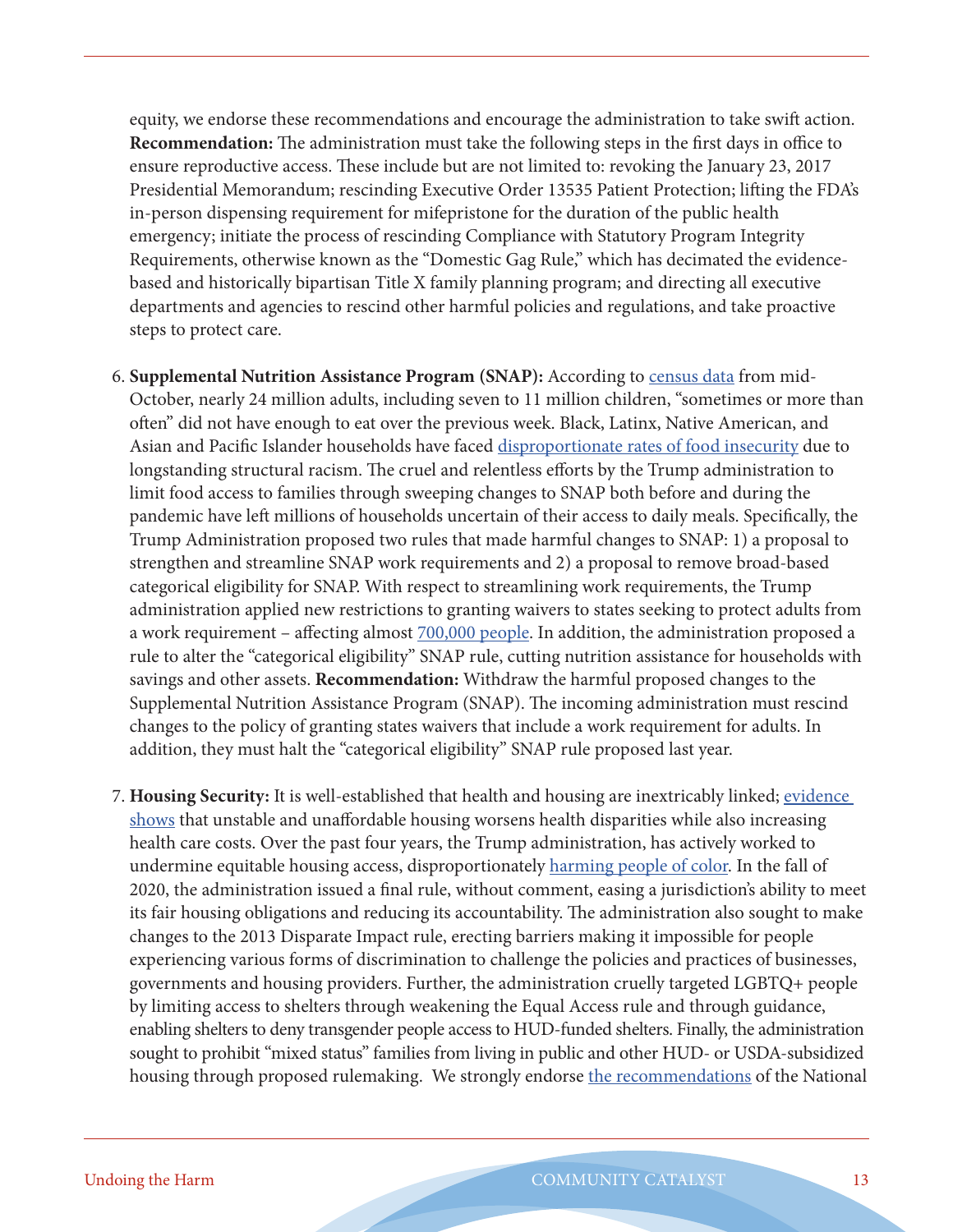equity, we endorse these recommendations and encourage the administration to take swift action. **Recommendation:** The administration must take the following steps in the first days in office to ensure reproductive access. These include but are not limited to: revoking the January 23, 2017 Presidential Memorandum; rescinding Executive Order 13535 Patient Protection; lifting the FDA's in-person dispensing requirement for mifepristone for the duration of the public health emergency; initiate the process of rescinding Compliance with Statutory Program Integrity Requirements, otherwise known as the "Domestic Gag Rule," which has decimated the evidence-based and historically bipartisan Title X family planning program; and directing all executive departments and agencies to rescind other harmful policies and regulations, and take proactive steps to protect care.

6. **Supplemental Nutrition Assistance Program (SNAP):** According to census data from mid-October, nearly 24 million adults, including seven to 11 million children, "sometimes or more than often" did not have enough to eat over the previous week. Black, Latinx, Native American, and Asian and Pacific Islander households have faced disproportionate rates of food insecurity due to longstanding structural racism. The cruel and relentless efforts by the Trump administration to limit food access to families through sweeping changes to SNAP both before and during the pandemic have left millions of households uncertain of their access to daily meals. Specifically, the Trump Administration proposed two rules that made harmful changes to SNAP: 1) a proposal to strengthen and streamline SNAP work requirements and 2) a proposal to remove broad-based categorical eligibility for SNAP. With respect to streamlining work requirements, the Trump administration applied new restrictions to granting waivers to states seeking to protect adults from a work requirement – affecting almost 700,000 people. In addition, the administration proposed a rule to alter the "categorical eligibility" SNAP rule, cutting nutrition assistance for households with savings and other assets. **Recommendation:** Withdraw the harmful proposed changes to the Supplemental Nutrition Assistance Program (SNAP). The incoming administration must rescind changes to the policy of granting states waivers that include a work requirement for adults. In addition, they must halt the "categorical eligibility" SNAP rule proposed last year.

7. **Housing Security:** It is well-established that health and housing are inextricably linked; evidence shows that unstable and unaffordable housing worsens health disparities while also increasing health care costs. Over the past four years, the Trump administration, has actively worked to undermine equitable housing access, disproportionately harming people of color. In the fall of 2020, the administration issued a final rule, without comment, easing a jurisdiction's ability to meet its fair housing obligations and reducing its accountability. The administration also sought to make changes to the 2013 Disparate Impact rule, erecting barriers making it impossible for people experiencing various forms of discrimination to challenge the policies and practices of businesses, governments and housing providers. Further, the administration cruelly targeted LGBTQ+ people by limiting access to shelters through weakening the Equal Access rule and through guidance, enabling shelters to deny transgender people access to HUD-funded shelters. Finally, the administration sought to prohibit "mixed status" families from living in public and other HUD- or USDA-subsidized housing through proposed rulemaking. We strongly endorse the recommendations of the National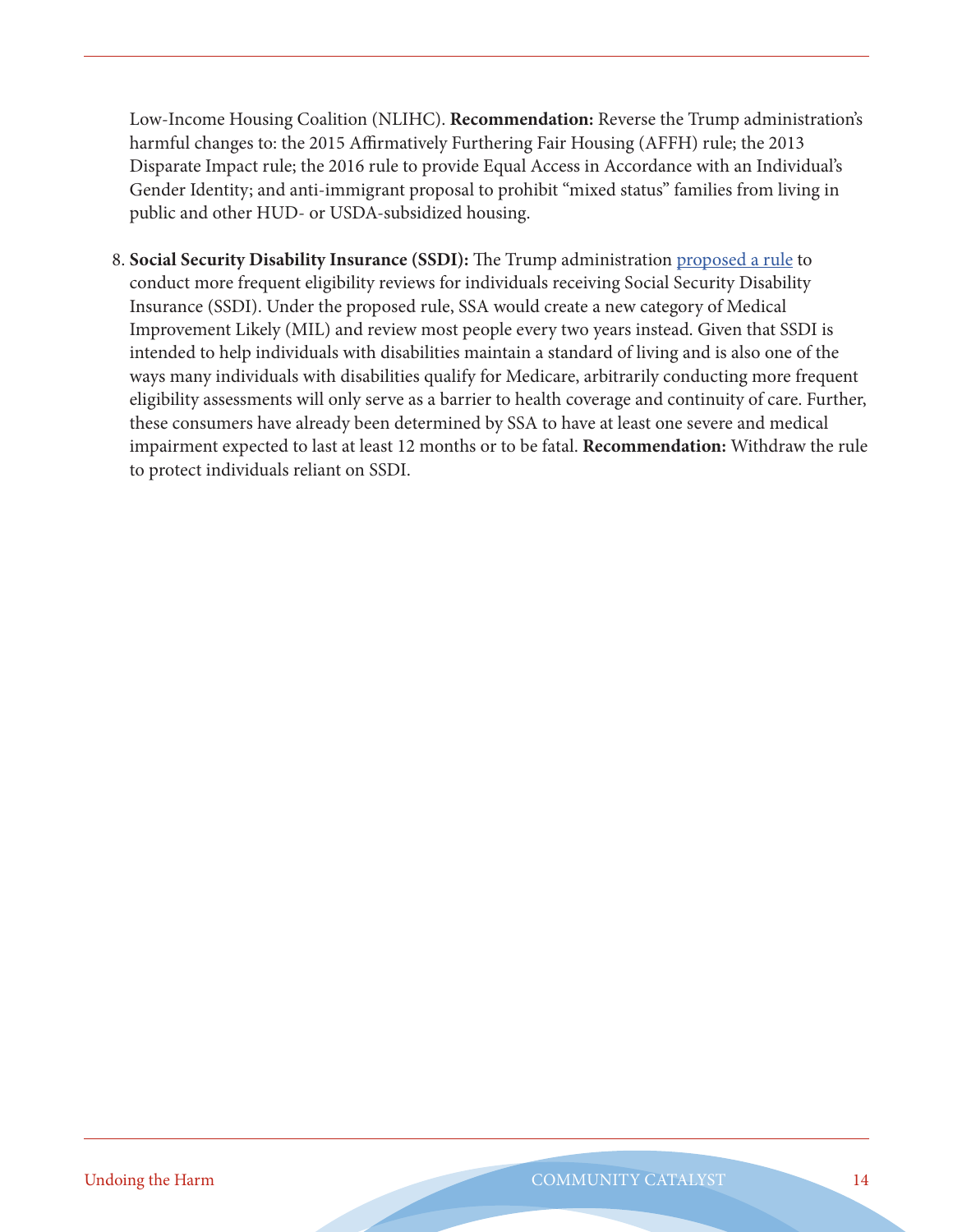Low-Income Housing Coalition (NLIHC). **Recommendation:** Reverse the Trump administration's harmful changes to: the 2015 Affirmatively Furthering Fair Housing (AFFH) rule; the 2013 Disparate Impact rule; the 2016 rule to provide Equal Access in Accordance with an Individual's Gender Identity; and anti-immigrant proposal to prohibit "mixed status" families from living in public and other HUD- or USDA-subsidized housing.

8. **Social Security Disability Insurance (SSDI):** The Trump administration proposed a rule to conduct more frequent eligibility reviews for individuals receiving Social Security Disability Insurance (SSDI). Under the proposed rule, SSA would create a new category of Medical Improvement Likely (MIL) and review most people every two years instead. Given that SSDI is intended to help individuals with disabilities maintain a standard of living and is also one of the ways many individuals with disabilities qualify for Medicare, arbitrarily conducting more frequent eligibility assessments will only serve as a barrier to health coverage and continuity of care. Further, these consumers have already been determined by SSA to have at least one severe and medical impairment expected to last at least 12 months or to be fatal. **Recommendation:** Withdraw the rule to protect individuals reliant on SSDI.